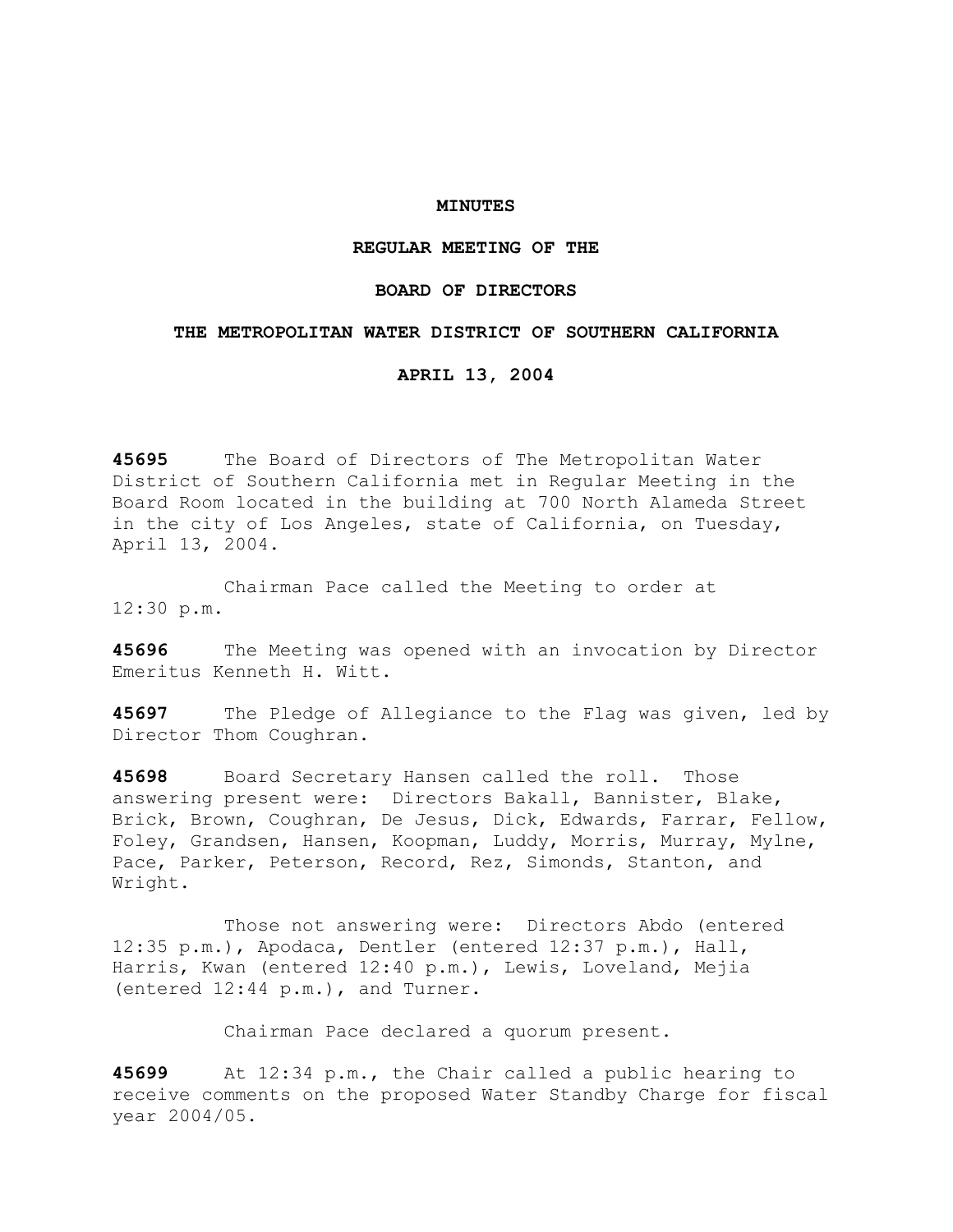**MINUTES**

**REGULAR MEETING OF THE**

**BOARD OF DIRECTORS**

**THE METROPOLITAN WATER DISTRICT OF SOUTHERN CALIFORNIA**

**APRIL 13, 2004**

**45695** The Board of Directors of The Metropolitan Water District of Southern California met in Regular Meeting in the Board Room located in the building at 700 North Alameda Street in the city of Los Angeles, state of California, on Tuesday, April 13, 2004.

Chairman Pace called the Meeting to order at 12:30 p.m.

**45696** The Meeting was opened with an invocation by Director Emeritus Kenneth H. Witt.

**45697** The Pledge of Allegiance to the Flag was given, led by Director Thom Coughran.

**45698** Board Secretary Hansen called the roll. Those answering present were: Directors Bakall, Bannister, Blake, Brick, Brown, Coughran, De Jesus, Dick, Edwards, Farrar, Fellow, Foley, Grandsen, Hansen, Koopman, Luddy, Morris, Murray, Mylne, Pace, Parker, Peterson, Record, Rez, Simonds, Stanton, and Wright.

Those not answering were: Directors Abdo (entered 12:35 p.m.), Apodaca, Dentler (entered 12:37 p.m.), Hall, Harris, Kwan (entered 12:40 p.m.), Lewis, Loveland, Mejia (entered 12:44 p.m.), and Turner.

Chairman Pace declared a quorum present.

**45699** At 12:34 p.m., the Chair called a public hearing to receive comments on the proposed Water Standby Charge for fiscal year 2004/05.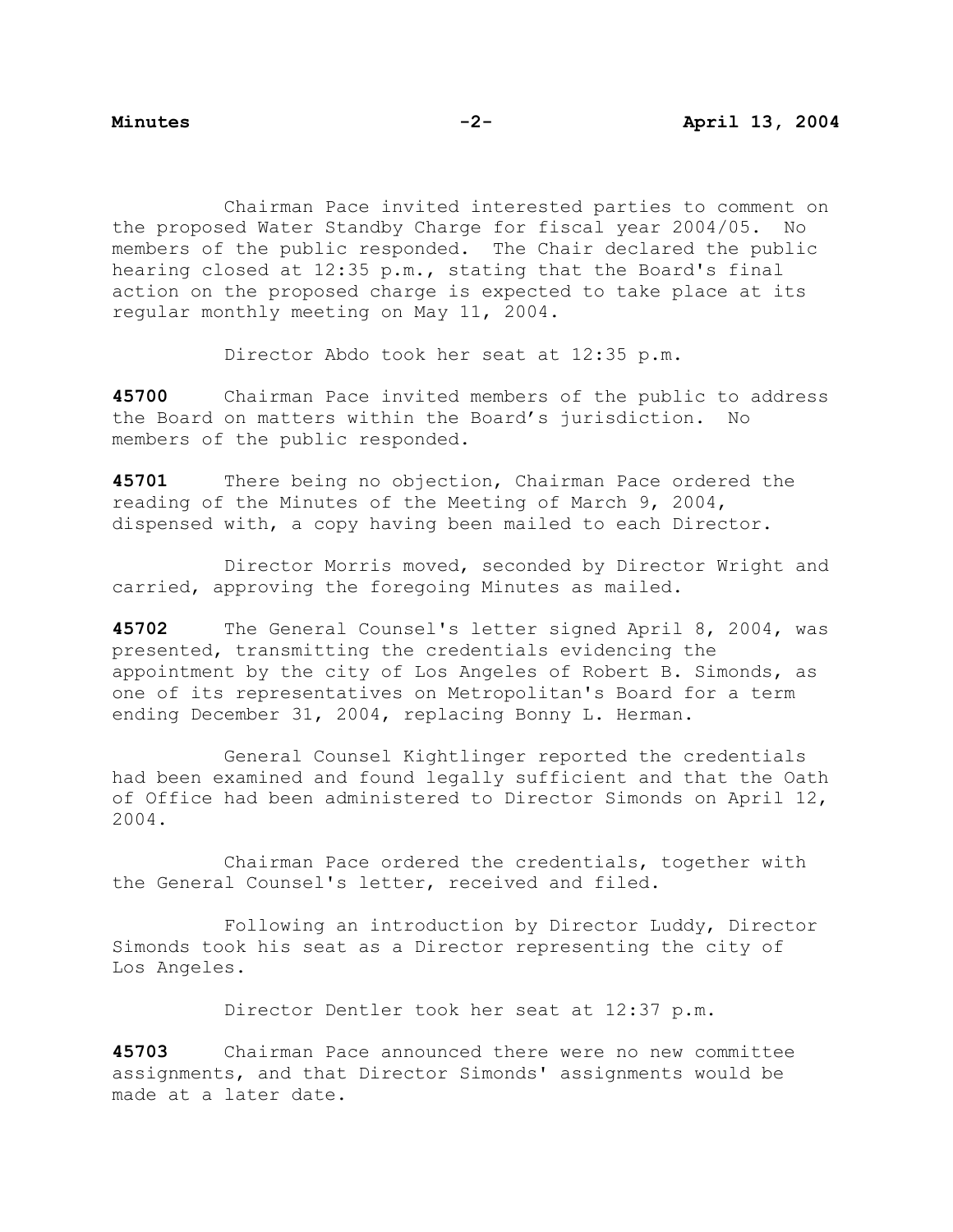Chairman Pace invited interested parties to comment on the proposed Water Standby Charge for fiscal year 2004/05. No members of the public responded. The Chair declared the public hearing closed at 12:35 p.m., stating that the Board's final action on the proposed charge is expected to take place at its regular monthly meeting on May 11, 2004.

Director Abdo took her seat at 12:35 p.m.

**45700** Chairman Pace invited members of the public to address the Board on matters within the Board's jurisdiction. No members of the public responded.

**45701** There being no objection, Chairman Pace ordered the reading of the Minutes of the Meeting of March 9, 2004, dispensed with, a copy having been mailed to each Director.

Director Morris moved, seconded by Director Wright and carried, approving the foregoing Minutes as mailed.

**45702** The General Counsel's letter signed April 8, 2004, was presented, transmitting the credentials evidencing the appointment by the city of Los Angeles of Robert B. Simonds, as one of its representatives on Metropolitan's Board for a term ending December 31, 2004, replacing Bonny L. Herman.

General Counsel Kightlinger reported the credentials had been examined and found legally sufficient and that the Oath of Office had been administered to Director Simonds on April 12, 2004.

Chairman Pace ordered the credentials, together with the General Counsel's letter, received and filed.

Following an introduction by Director Luddy, Director Simonds took his seat as a Director representing the city of Los Angeles.

Director Dentler took her seat at 12:37 p.m.

**45703** Chairman Pace announced there were no new committee assignments, and that Director Simonds' assignments would be made at a later date.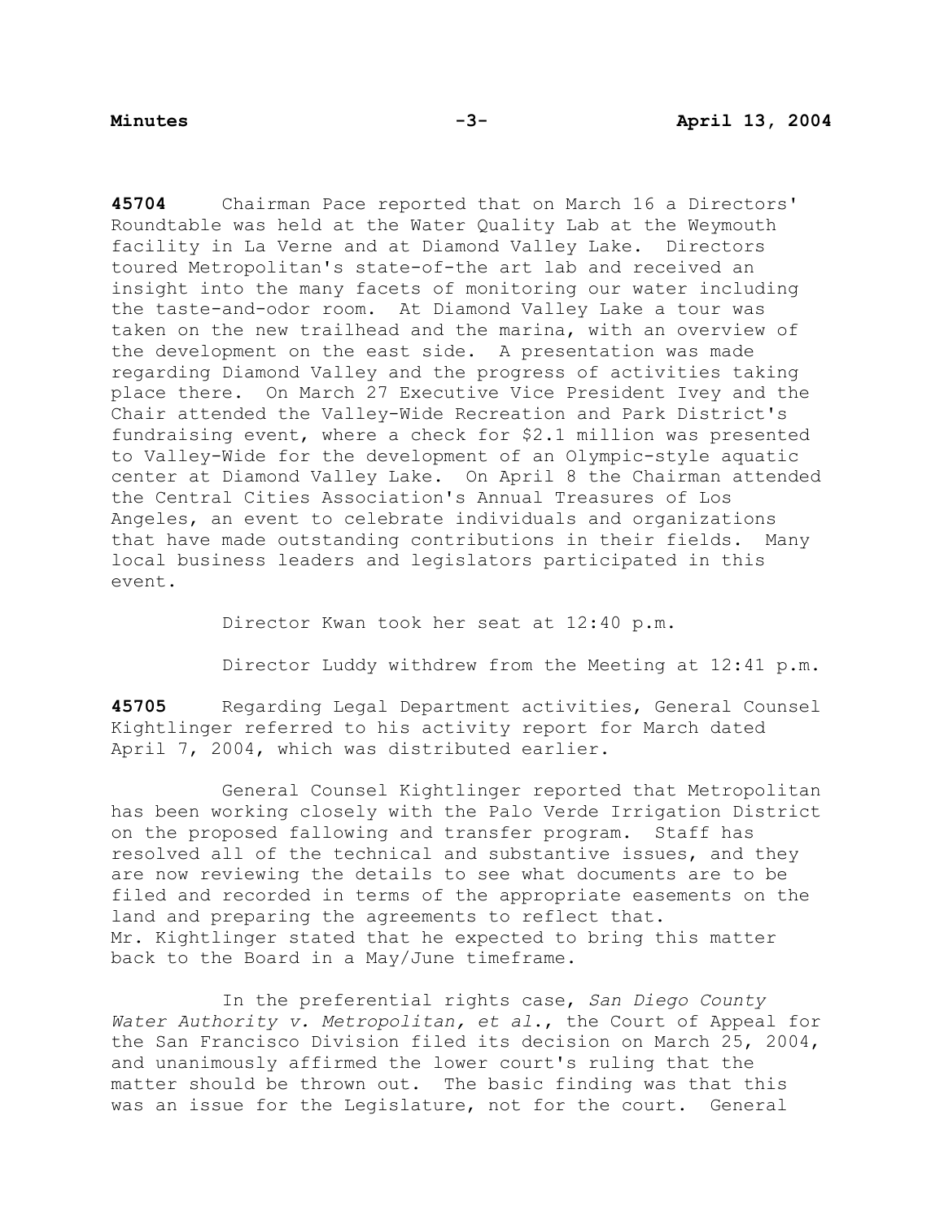**45704** Chairman Pace reported that on March 16 a Directors' Roundtable was held at the Water Quality Lab at the Weymouth facility in La Verne and at Diamond Valley Lake. Directors toured Metropolitan's state-of-the art lab and received an insight into the many facets of monitoring our water including the taste-and-odor room. At Diamond Valley Lake a tour was taken on the new trailhead and the marina, with an overview of the development on the east side. A presentation was made regarding Diamond Valley and the progress of activities taking place there. On March 27 Executive Vice President Ivey and the Chair attended the Valley-Wide Recreation and Park District's fundraising event, where a check for $2.1 million was presented to Valley-Wide for the development of an Olympic-style aquatic center at Diamond Valley Lake. On April 8 the Chairman attended the Central Cities Association's Annual Treasures of Los Angeles, an event to celebrate individuals and organizations that have made outstanding contributions in their fields. Many local business leaders and legislators participated in this event.

Director Kwan took her seat at 12:40 p.m.

Director Luddy withdrew from the Meeting at 12:41 p.m.

**45705** Regarding Legal Department activities, General Counsel Kightlinger referred to his activity report for March dated April 7, 2004, which was distributed earlier.

General Counsel Kightlinger reported that Metropolitan has been working closely with the Palo Verde Irrigation District on the proposed fallowing and transfer program. Staff has resolved all of the technical and substantive issues, and they are now reviewing the details to see what documents are to be filed and recorded in terms of the appropriate easements on the land and preparing the agreements to reflect that. Mr. Kightlinger stated that he expected to bring this matter back to the Board in a May/June timeframe.

In the preferential rights case, *San Diego County Water Authority v. Metropolitan, et al.*, the Court of Appeal for the San Francisco Division filed its decision on March 25, 2004, and unanimously affirmed the lower court's ruling that the matter should be thrown out. The basic finding was that this was an issue for the Legislature, not for the court. General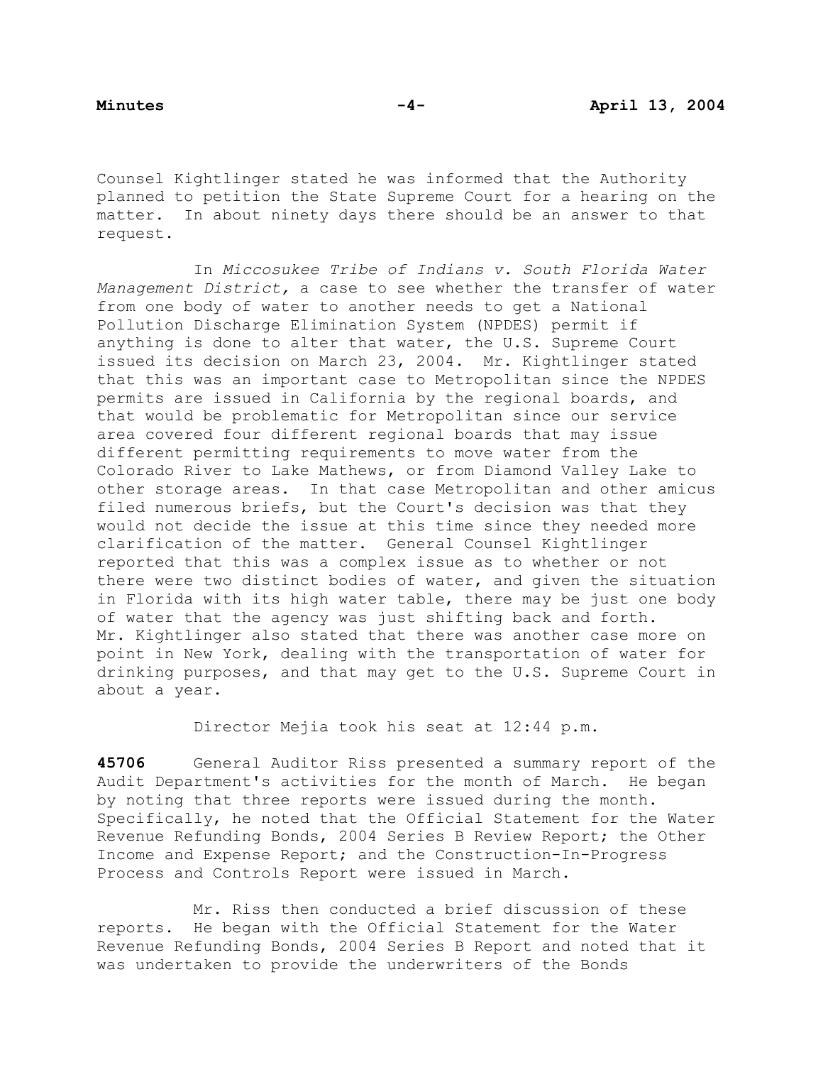Counsel Kightlinger stated he was informed that the Authority planned to petition the State Supreme Court for a hearing on the matter. In about ninety days there should be an answer to that request.

In *Miccosukee Tribe of Indians v. South Florida Water Management District,* a case to see whether the transfer of water from one body of water to another needs to get a National Pollution Discharge Elimination System (NPDES) permit if anything is done to alter that water, the U.S. Supreme Court issued its decision on March 23, 2004. Mr. Kightlinger stated that this was an important case to Metropolitan since the NPDES permits are issued in California by the regional boards, and that would be problematic for Metropolitan since our service area covered four different regional boards that may issue different permitting requirements to move water from the Colorado River to Lake Mathews, or from Diamond Valley Lake to other storage areas. In that case Metropolitan and other amicus filed numerous briefs, but the Court's decision was that they would not decide the issue at this time since they needed more clarification of the matter. General Counsel Kightlinger reported that this was a complex issue as to whether or not there were two distinct bodies of water, and given the situation in Florida with its high water table, there may be just one body of water that the agency was just shifting back and forth. Mr. Kightlinger also stated that there was another case more on point in New York, dealing with the transportation of water for drinking purposes, and that may get to the U.S. Supreme Court in about a year.

Director Mejia took his seat at 12:44 p.m.

**45706** General Auditor Riss presented a summary report of the Audit Department's activities for the month of March. He began by noting that three reports were issued during the month. Specifically, he noted that the Official Statement for the Water Revenue Refunding Bonds, 2004 Series B Review Report; the Other Income and Expense Report; and the Construction-In-Progress Process and Controls Report were issued in March.

Mr. Riss then conducted a brief discussion of these reports. He began with the Official Statement for the Water Revenue Refunding Bonds, 2004 Series B Report and noted that it was undertaken to provide the underwriters of the Bonds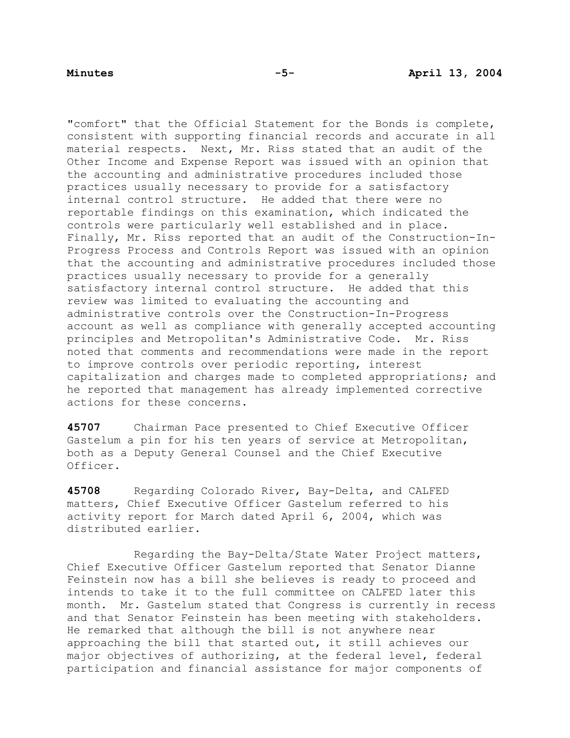"comfort" that the Official Statement for the Bonds is complete, consistent with supporting financial records and accurate in all material respects. Next, Mr. Riss stated that an audit of the Other Income and Expense Report was issued with an opinion that the accounting and administrative procedures included those practices usually necessary to provide for a satisfactory internal control structure. He added that there were no reportable findings on this examination, which indicated the controls were particularly well established and in place. Finally, Mr. Riss reported that an audit of the Construction-In-Progress Process and Controls Report was issued with an opinion that the accounting and administrative procedures included those practices usually necessary to provide for a generally satisfactory internal control structure. He added that this review was limited to evaluating the accounting and administrative controls over the Construction-In-Progress account as well as compliance with generally accepted accounting principles and Metropolitan's Administrative Code. Mr. Riss noted that comments and recommendations were made in the report to improve controls over periodic reporting, interest capitalization and charges made to completed appropriations; and he reported that management has already implemented corrective actions for these concerns.

**45707** Chairman Pace presented to Chief Executive Officer Gastelum a pin for his ten years of service at Metropolitan, both as a Deputy General Counsel and the Chief Executive Officer.

**45708** Regarding Colorado River, Bay-Delta, and CALFED matters, Chief Executive Officer Gastelum referred to his activity report for March dated April 6, 2004, which was distributed earlier.

Regarding the Bay-Delta/State Water Project matters, Chief Executive Officer Gastelum reported that Senator Dianne Feinstein now has a bill she believes is ready to proceed and intends to take it to the full committee on CALFED later this month. Mr. Gastelum stated that Congress is currently in recess and that Senator Feinstein has been meeting with stakeholders. He remarked that although the bill is not anywhere near approaching the bill that started out, it still achieves our major objectives of authorizing, at the federal level, federal participation and financial assistance for major components of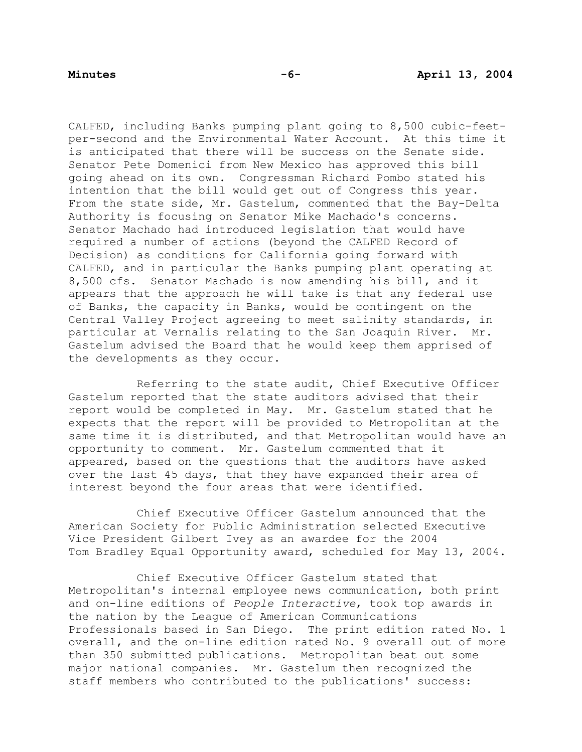CALFED, including Banks pumping plant going to 8,500 cubic-feet-per-second and the Environmental Water Account. At this time it is anticipated that there will be success on the Senate side. Senator Pete Domenici from New Mexico has approved this bill going ahead on its own. Congressman Richard Pombo stated his intention that the bill would get out of Congress this year. From the state side, Mr. Gastelum, commented that the Bay-Delta Authority is focusing on Senator Mike Machado's concerns. Senator Machado had introduced legislation that would have required a number of actions (beyond the CALFED Record of Decision) as conditions for California going forward with CALFED, and in particular the Banks pumping plant operating at 8,500 cfs. Senator Machado is now amending his bill, and it appears that the approach he will take is that any federal use of Banks, the capacity in Banks, would be contingent on the Central Valley Project agreeing to meet salinity standards, in particular at Vernalis relating to the San Joaquin River. Mr. Gastelum advised the Board that he would keep them apprised of the developments as they occur.

Referring to the state audit, Chief Executive Officer Gastelum reported that the state auditors advised that their report would be completed in May. Mr. Gastelum stated that he expects that the report will be provided to Metropolitan at the same time it is distributed, and that Metropolitan would have an opportunity to comment. Mr. Gastelum commented that it appeared, based on the questions that the auditors have asked over the last 45 days, that they have expanded their area of interest beyond the four areas that were identified.

Chief Executive Officer Gastelum announced that the American Society for Public Administration selected Executive Vice President Gilbert Ivey as an awardee for the 2004 Tom Bradley Equal Opportunity award, scheduled for May 13, 2004.

Chief Executive Officer Gastelum stated that Metropolitan's internal employee news communication, both print and on-line editions of *People Interactive*, took top awards in the nation by the League of American Communications Professionals based in San Diego. The print edition rated No. 1 overall, and the on-line edition rated No. 9 overall out of more than 350 submitted publications. Metropolitan beat out some major national companies. Mr. Gastelum then recognized the staff members who contributed to the publications' success: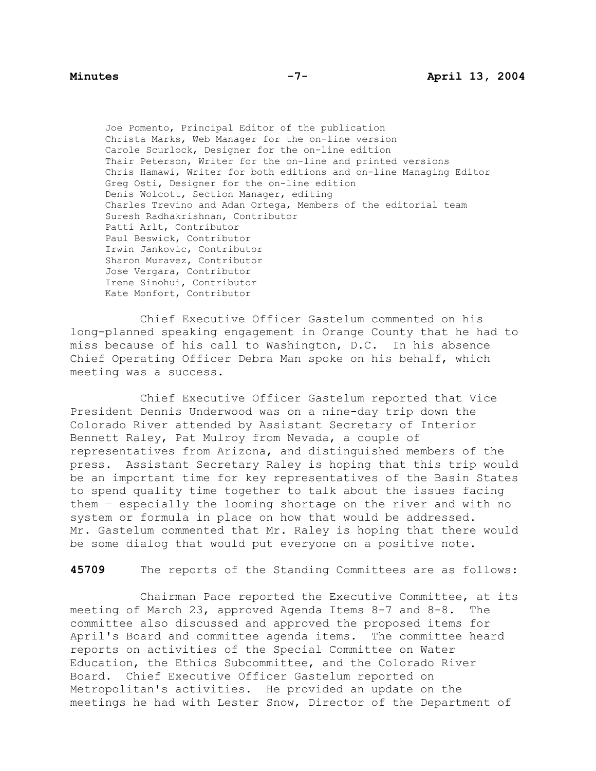Joe Pomento, Principal Editor of the publication
Christa Marks, Web Manager for the on-line version
Carole Scurlock, Designer for the on-line edition
Thair Peterson, Writer for the on-line and printed versions
Chris Hamawi, Writer for both editions and on-line Managing Editor
Greg Osti, Designer for the on-line edition
Denis Wolcott, Section Manager, editing
Charles Trevino and Adan Ortega, Members of the editorial team
Suresh Radhakrishnan, Contributor
Patti Arlt, Contributor
Paul Beswick, Contributor
Irwin Jankovic, Contributor
Sharon Muravez, Contributor
Jose Vergara, Contributor
Irene Sinohui, Contributor
Kate Monfort, Contributor

Chief Executive Officer Gastelum commented on his long-planned speaking engagement in Orange County that he had to miss because of his call to Washington, D.C. In his absence Chief Operating Officer Debra Man spoke on his behalf, which meeting was a success.

Chief Executive Officer Gastelum reported that Vice President Dennis Underwood was on a nine-day trip down the Colorado River attended by Assistant Secretary of Interior Bennett Raley, Pat Mulroy from Nevada, a couple of representatives from Arizona, and distinguished members of the press. Assistant Secretary Raley is hoping that this trip would be an important time for key representatives of the Basin States to spend quality time together to talk about the issues facing them — especially the looming shortage on the river and with no system or formula in place on how that would be addressed. Mr. Gastelum commented that Mr. Raley is hoping that there would be some dialog that would put everyone on a positive note.

**45709** The reports of the Standing Committees are as follows:

Chairman Pace reported the Executive Committee, at its meeting of March 23, approved Agenda Items 8-7 and 8-8. The committee also discussed and approved the proposed items for April's Board and committee agenda items. The committee heard reports on activities of the Special Committee on Water Education, the Ethics Subcommittee, and the Colorado River Board. Chief Executive Officer Gastelum reported on Metropolitan's activities. He provided an update on the meetings he had with Lester Snow, Director of the Department of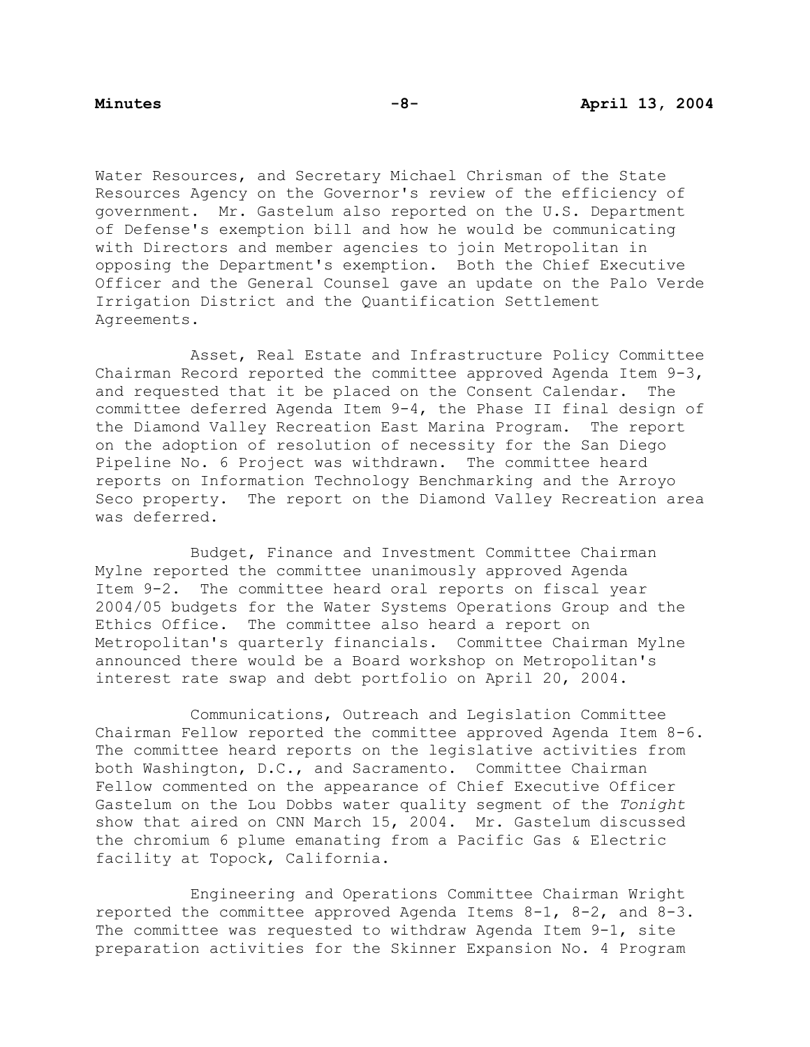Water Resources, and Secretary Michael Chrisman of the State Resources Agency on the Governor's review of the efficiency of government. Mr. Gastelum also reported on the U.S. Department of Defense's exemption bill and how he would be communicating with Directors and member agencies to join Metropolitan in opposing the Department's exemption. Both the Chief Executive Officer and the General Counsel gave an update on the Palo Verde Irrigation District and the Quantification Settlement Agreements.

Asset, Real Estate and Infrastructure Policy Committee Chairman Record reported the committee approved Agenda Item 9-3, and requested that it be placed on the Consent Calendar. The committee deferred Agenda Item 9-4, the Phase II final design of the Diamond Valley Recreation East Marina Program. The report on the adoption of resolution of necessity for the San Diego Pipeline No. 6 Project was withdrawn. The committee heard reports on Information Technology Benchmarking and the Arroyo Seco property. The report on the Diamond Valley Recreation area was deferred.

Budget, Finance and Investment Committee Chairman Mylne reported the committee unanimously approved Agenda Item 9-2. The committee heard oral reports on fiscal year 2004/05 budgets for the Water Systems Operations Group and the Ethics Office. The committee also heard a report on Metropolitan's quarterly financials. Committee Chairman Mylne announced there would be a Board workshop on Metropolitan's interest rate swap and debt portfolio on April 20, 2004.

Communications, Outreach and Legislation Committee Chairman Fellow reported the committee approved Agenda Item 8-6. The committee heard reports on the legislative activities from both Washington, D.C., and Sacramento. Committee Chairman Fellow commented on the appearance of Chief Executive Officer Gastelum on the Lou Dobbs water quality segment of the *Tonight* show that aired on CNN March 15, 2004. Mr. Gastelum discussed the chromium 6 plume emanating from a Pacific Gas & Electric facility at Topock, California.

Engineering and Operations Committee Chairman Wright reported the committee approved Agenda Items 8-1, 8-2, and 8-3. The committee was requested to withdraw Agenda Item 9-1, site preparation activities for the Skinner Expansion No. 4 Program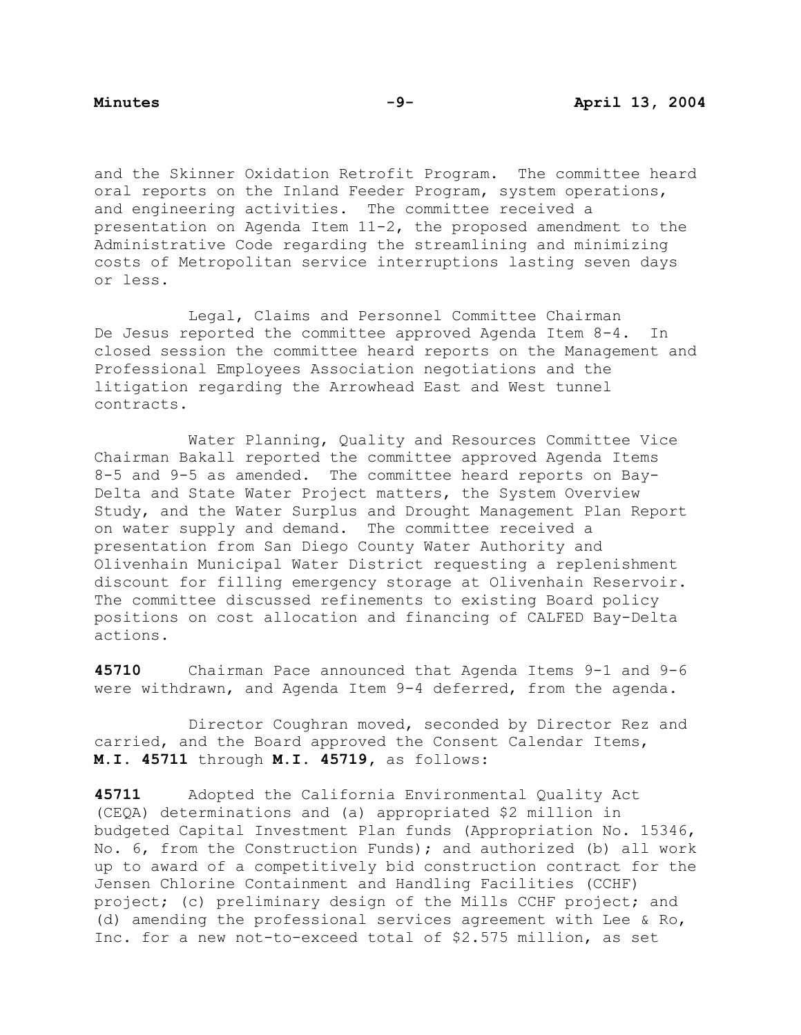and the Skinner Oxidation Retrofit Program. The committee heard oral reports on the Inland Feeder Program, system operations, and engineering activities. The committee received a presentation on Agenda Item 11-2, the proposed amendment to the Administrative Code regarding the streamlining and minimizing costs of Metropolitan service interruptions lasting seven days or less.

Legal, Claims and Personnel Committee Chairman De Jesus reported the committee approved Agenda Item 8-4. In closed session the committee heard reports on the Management and Professional Employees Association negotiations and the litigation regarding the Arrowhead East and West tunnel contracts.

Water Planning, Quality and Resources Committee Vice Chairman Bakall reported the committee approved Agenda Items 8-5 and 9-5 as amended. The committee heard reports on Bay-Delta and State Water Project matters, the System Overview Study, and the Water Surplus and Drought Management Plan Report on water supply and demand. The committee received a presentation from San Diego County Water Authority and Olivenhain Municipal Water District requesting a replenishment discount for filling emergency storage at Olivenhain Reservoir. The committee discussed refinements to existing Board policy positions on cost allocation and financing of CALFED Bay-Delta actions.

**45710** Chairman Pace announced that Agenda Items 9-1 and 9-6 were withdrawn, and Agenda Item 9-4 deferred, from the agenda.

Director Coughran moved, seconded by Director Rez and carried, and the Board approved the Consent Calendar Items, **M.I. 45711** through **M.I. 45719**, as follows:

**45711** Adopted the California Environmental Quality Act (CEQA) determinations and (a) appropriated $2 million in budgeted Capital Investment Plan funds (Appropriation No. 15346, No. 6, from the Construction Funds); and authorized (b) all work up to award of a competitively bid construction contract for the Jensen Chlorine Containment and Handling Facilities (CCHF) project; (c) preliminary design of the Mills CCHF project; and (d) amending the professional services agreement with Lee & Ro, Inc. for a new not-to-exceed total of $2.575 million, as set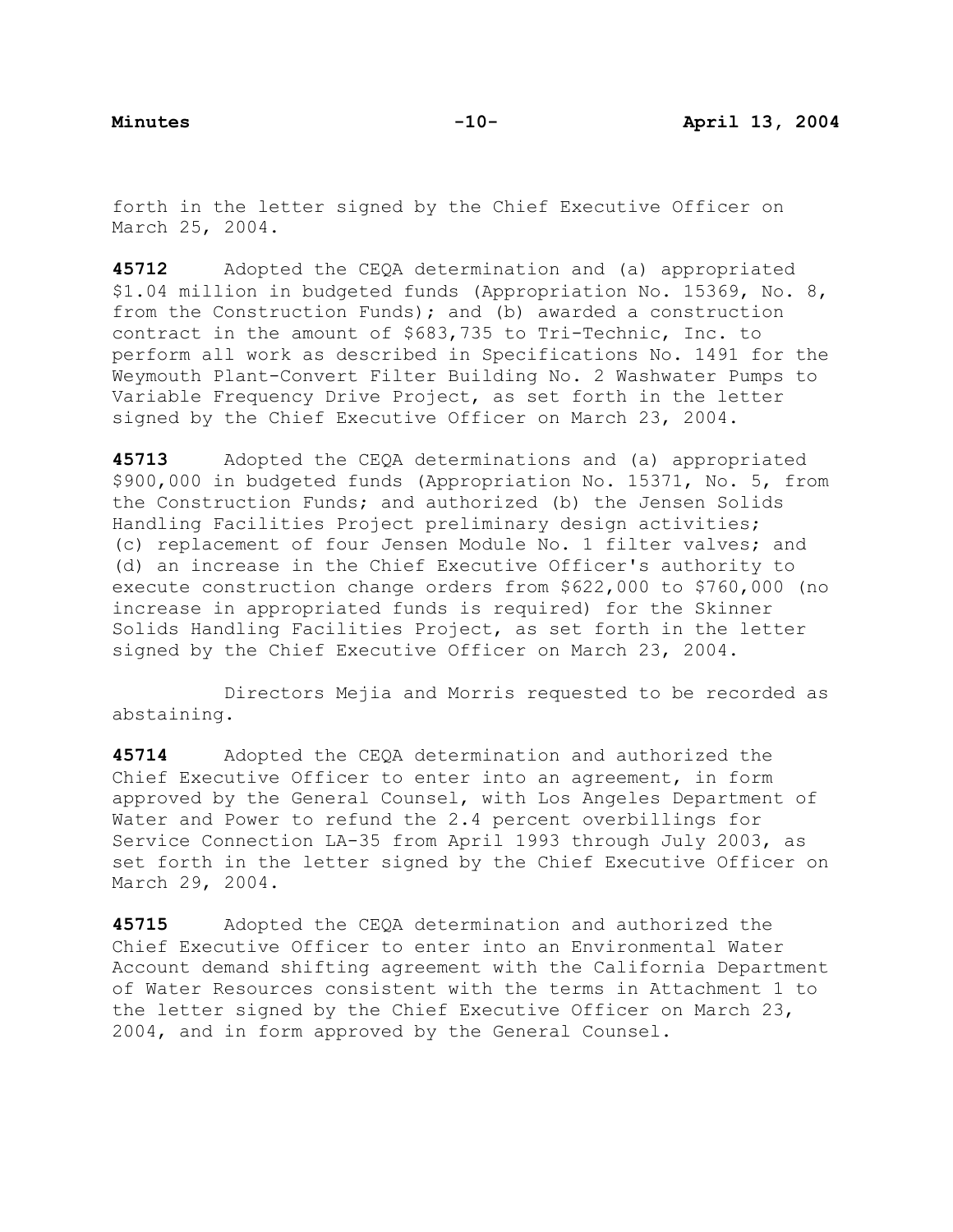forth in the letter signed by the Chief Executive Officer on March 25, 2004.

**45712** Adopted the CEQA determination and (a) appropriated $1.04 million in budgeted funds (Appropriation No. 15369, No. 8, from the Construction Funds); and (b) awarded a construction contract in the amount of $683,735 to Tri-Technic, Inc. to perform all work as described in Specifications No. 1491 for the Weymouth Plant-Convert Filter Building No. 2 Washwater Pumps to Variable Frequency Drive Project, as set forth in the letter signed by the Chief Executive Officer on March 23, 2004.

**45713** Adopted the CEQA determinations and (a) appropriated $900,000 in budgeted funds (Appropriation No. 15371, No. 5, from the Construction Funds; and authorized (b) the Jensen Solids Handling Facilities Project preliminary design activities; (c) replacement of four Jensen Module No. 1 filter valves; and (d) an increase in the Chief Executive Officer's authority to execute construction change orders from $622,000 to $760,000 (no increase in appropriated funds is required) for the Skinner Solids Handling Facilities Project, as set forth in the letter signed by the Chief Executive Officer on March 23, 2004.

Directors Mejia and Morris requested to be recorded as abstaining.

**45714** Adopted the CEQA determination and authorized the Chief Executive Officer to enter into an agreement, in form approved by the General Counsel, with Los Angeles Department of Water and Power to refund the 2.4 percent overbillings for Service Connection LA-35 from April 1993 through July 2003, as set forth in the letter signed by the Chief Executive Officer on March 29, 2004.

**45715** Adopted the CEQA determination and authorized the Chief Executive Officer to enter into an Environmental Water Account demand shifting agreement with the California Department of Water Resources consistent with the terms in Attachment 1 to the letter signed by the Chief Executive Officer on March 23, 2004, and in form approved by the General Counsel.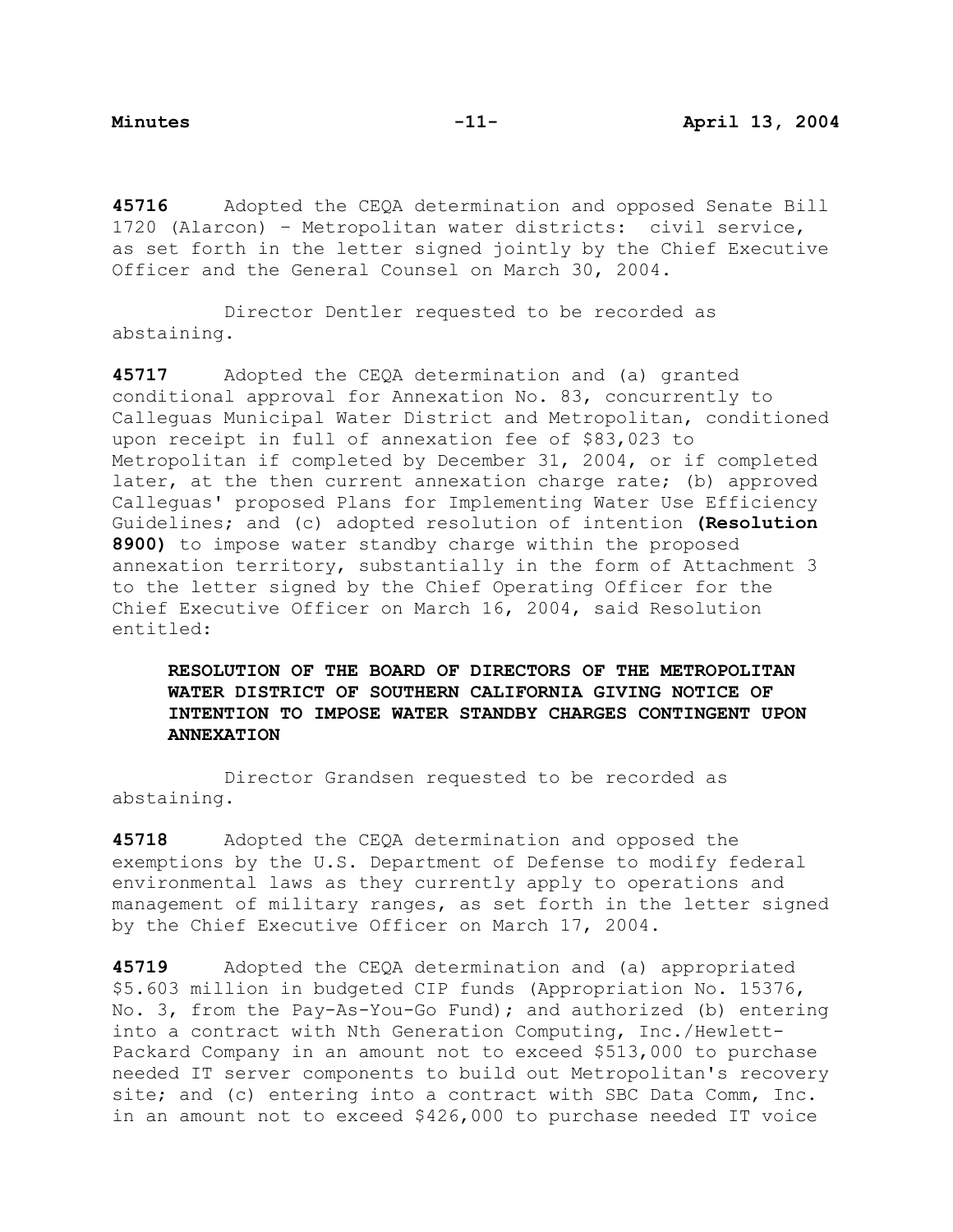**45716** Adopted the CEQA determination and opposed Senate Bill 1720 (Alarcon) – Metropolitan water districts: civil service, as set forth in the letter signed jointly by the Chief Executive Officer and the General Counsel on March 30, 2004.

Director Dentler requested to be recorded as abstaining.

**45717** Adopted the CEQA determination and (a) granted conditional approval for Annexation No. 83, concurrently to Calleguas Municipal Water District and Metropolitan, conditioned upon receipt in full of annexation fee of $83,023 to Metropolitan if completed by December 31, 2004, or if completed later, at the then current annexation charge rate; (b) approved Calleguas' proposed Plans for Implementing Water Use Efficiency Guidelines; and (c) adopted resolution of intention **(Resolution 8900)** to impose water standby charge within the proposed annexation territory, substantially in the form of Attachment 3 to the letter signed by the Chief Operating Officer for the Chief Executive Officer on March 16, 2004, said Resolution entitled:

> **RESOLUTION OF THE BOARD OF DIRECTORS OF THE METROPOLITAN WATER DISTRICT OF SOUTHERN CALIFORNIA GIVING NOTICE OF INTENTION TO IMPOSE WATER STANDBY CHARGES CONTINGENT UPON ANNEXATION**

Director Grandsen requested to be recorded as abstaining.

**45718** Adopted the CEQA determination and opposed the exemptions by the U.S. Department of Defense to modify federal environmental laws as they currently apply to operations and management of military ranges, as set forth in the letter signed by the Chief Executive Officer on March 17, 2004.

**45719** Adopted the CEQA determination and (a) appropriated $5.603 million in budgeted CIP funds (Appropriation No. 15376, No. 3, from the Pay-As-You-Go Fund); and authorized (b) entering into a contract with Nth Generation Computing, Inc./Hewlett-Packard Company in an amount not to exceed $513,000 to purchase needed IT server components to build out Metropolitan's recovery site; and (c) entering into a contract with SBC Data Comm, Inc. in an amount not to exceed $426,000 to purchase needed IT voice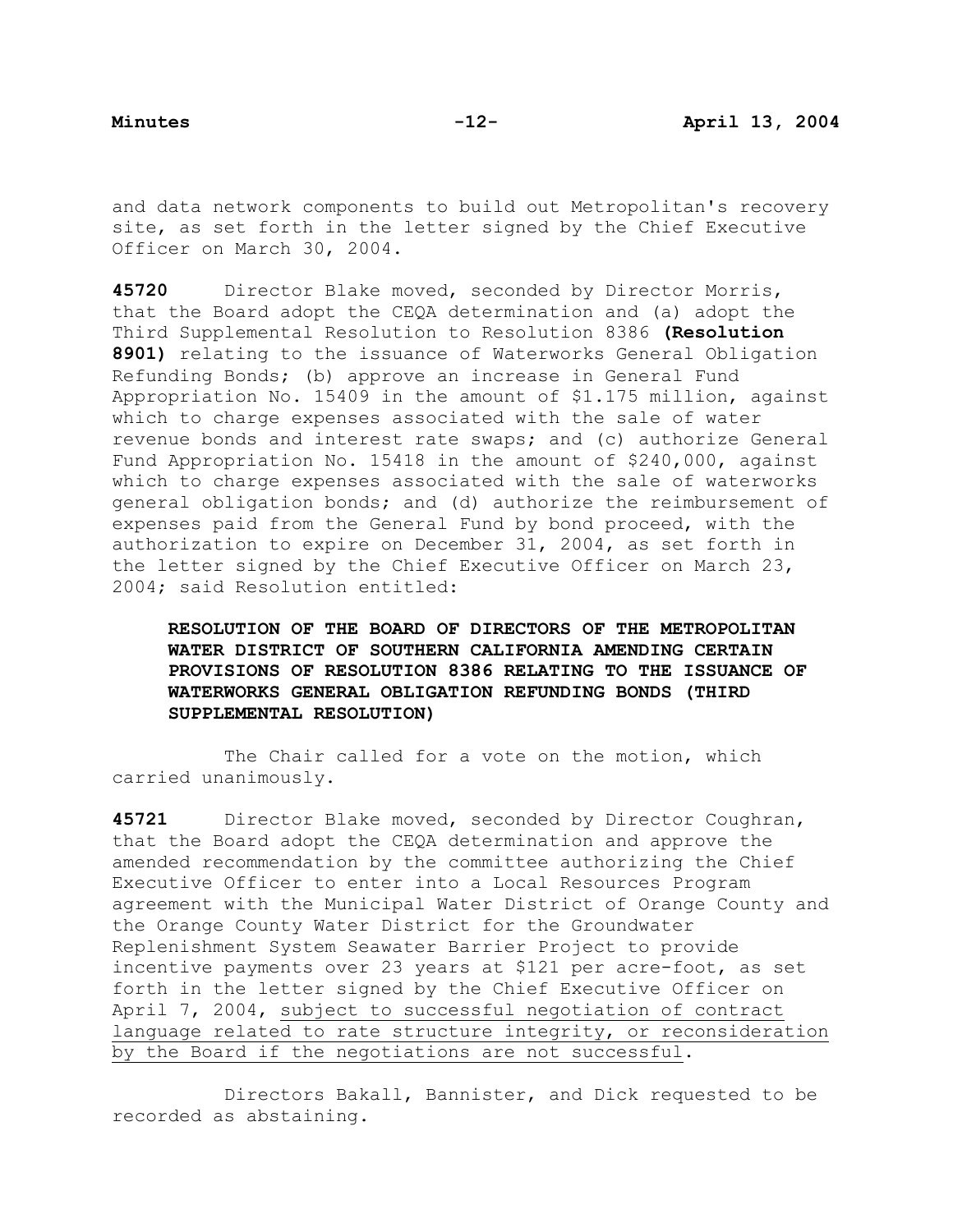and data network components to build out Metropolitan's recovery site, as set forth in the letter signed by the Chief Executive Officer on March 30, 2004.

**45720** Director Blake moved, seconded by Director Morris, that the Board adopt the CEQA determination and (a) adopt the Third Supplemental Resolution to Resolution 8386 **(Resolution 8901)** relating to the issuance of Waterworks General Obligation Refunding Bonds; (b) approve an increase in General Fund Appropriation No. 15409 in the amount of $1.175 million, against which to charge expenses associated with the sale of water revenue bonds and interest rate swaps; and (c) authorize General Fund Appropriation No. 15418 in the amount of $240,000, against which to charge expenses associated with the sale of waterworks general obligation bonds; and (d) authorize the reimbursement of expenses paid from the General Fund by bond proceed, with the authorization to expire on December 31, 2004, as set forth in the letter signed by the Chief Executive Officer on March 23, 2004; said Resolution entitled:

> **RESOLUTION OF THE BOARD OF DIRECTORS OF THE METROPOLITAN WATER DISTRICT OF SOUTHERN CALIFORNIA AMENDING CERTAIN PROVISIONS OF RESOLUTION 8386 RELATING TO THE ISSUANCE OF WATERWORKS GENERAL OBLIGATION REFUNDING BONDS (THIRD SUPPLEMENTAL RESOLUTION)**

The Chair called for a vote on the motion, which carried unanimously.

**45721** Director Blake moved, seconded by Director Coughran, that the Board adopt the CEQA determination and approve the amended recommendation by the committee authorizing the Chief Executive Officer to enter into a Local Resources Program agreement with the Municipal Water District of Orange County and the Orange County Water District for the Groundwater Replenishment System Seawater Barrier Project to provide incentive payments over 23 years at $121 per acre-foot, as set forth in the letter signed by the Chief Executive Officer on April 7, 2004, <u>subject to successful negotiation of contract language related to rate structure integrity, or reconsideration by the Board if the negotiations are not successful</u>.

Directors Bakall, Bannister, and Dick requested to be recorded as abstaining.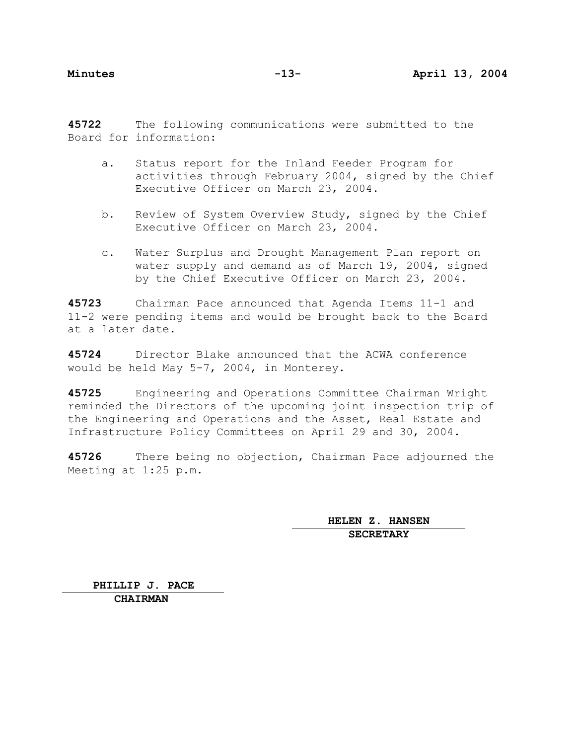**45722** The following communications were submitted to the Board for information:

a. Status report for the Inland Feeder Program for activities through February 2004, signed by the Chief Executive Officer on March 23, 2004.

b. Review of System Overview Study, signed by the Chief Executive Officer on March 23, 2004.

c. Water Surplus and Drought Management Plan report on water supply and demand as of March 19, 2004, signed by the Chief Executive Officer on March 23, 2004.

**45723** Chairman Pace announced that Agenda Items 11-1 and 11-2 were pending items and would be brought back to the Board at a later date.

**45724** Director Blake announced that the ACWA conference would be held May 5-7, 2004, in Monterey.

**45725** Engineering and Operations Committee Chairman Wright reminded the Directors of the upcoming joint inspection trip of the Engineering and Operations and the Asset, Real Estate and Infrastructure Policy Committees on April 29 and 30, 2004.

**45726** There being no objection, Chairman Pace adjourned the Meeting at 1:25 p.m.

**HELEN Z. HANSEN**
**SECRETARY**

**PHILLIP J. PACE**
**CHAIRMAN**